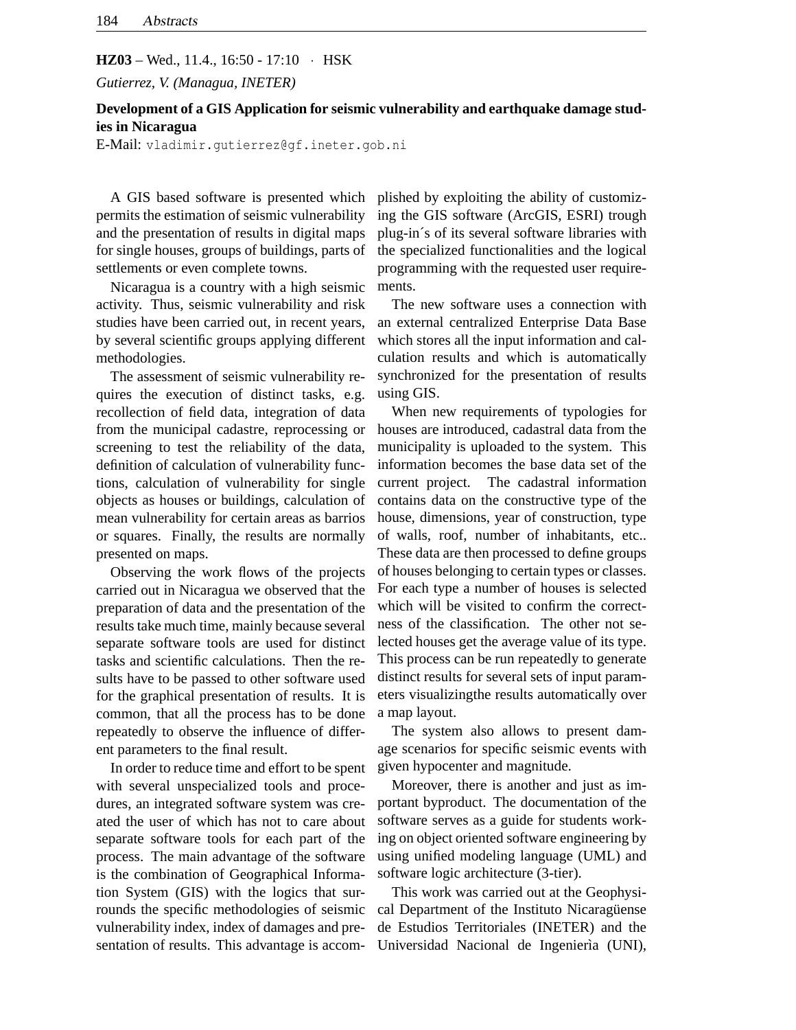**HZ03** – Wed., 11.4., 16:50 - 17:10 · HSK

*Gutierrez, V. (Managua, INETER)*

**Development of a GIS Application for seismic vulnerability and earthquake damage studies in Nicaragua**

E-Mail: vladimir.gutierrez@gf.ineter.gob.ni

A GIS based software is presented which permits the estimation of seismic vulnerability and the presentation of results in digital maps for single houses, groups of buildings, parts of settlements or even complete towns.

Nicaragua is a country with a high seismic activity. Thus, seismic vulnerability and risk studies have been carried out, in recent years, by several scientific groups applying different methodologies.

The assessment of seismic vulnerability requires the execution of distinct tasks, e.g. recollection of field data, integration of data from the municipal cadastre, reprocessing or screening to test the reliability of the data, definition of calculation of vulnerability functions, calculation of vulnerability for single objects as houses or buildings, calculation of mean vulnerability for certain areas as barrios or squares. Finally, the results are normally presented on maps.

Observing the work flows of the projects carried out in Nicaragua we observed that the preparation of data and the presentation of the results take much time, mainly because several separate software tools are used for distinct tasks and scientific calculations. Then the results have to be passed to other software used for the graphical presentation of results. It is common, that all the process has to be done repeatedly to observe the influence of different parameters to the final result.

In order to reduce time and effort to be spent with several unspecialized tools and procedures, an integrated software system was created the user of which has not to care about separate software tools for each part of the process. The main advantage of the software is the combination of Geographical Information System (GIS) with the logics that surrounds the specific methodologies of seismic vulnerability index, index of damages and presentation of results. This advantage is accomplished by exploiting the ability of customizing the GIS software (ArcGIS, ESRI) trough plug-in´s of its several software libraries with the specialized functionalities and the logical programming with the requested user requirements.

The new software uses a connection with an external centralized Enterprise Data Base which stores all the input information and calculation results and which is automatically synchronized for the presentation of results using GIS.

When new requirements of typologies for houses are introduced, cadastral data from the municipality is uploaded to the system. This information becomes the base data set of the current project. The cadastral information contains data on the constructive type of the house, dimensions, year of construction, type of walls, roof, number of inhabitants, etc.. These data are then processed to define groups of houses belonging to certain types or classes. For each type a number of houses is selected which will be visited to confirm the correctness of the classification. The other not selected houses get the average value of its type. This process can be run repeatedly to generate distinct results for several sets of input parameters visualizingthe results automatically over a map layout.

The system also allows to present damage scenarios for specific seismic events with given hypocenter and magnitude.

Moreover, there is another and just as important byproduct. The documentation of the software serves as a guide for students working on object oriented software engineering by using unified modeling language (UML) and software logic architecture (3-tier).

This work was carried out at the Geophysical Department of the Instituto Nicaragüense de Estudios Territoriales (INETER) and the Universidad Nacional de Ingenierìa (UNI),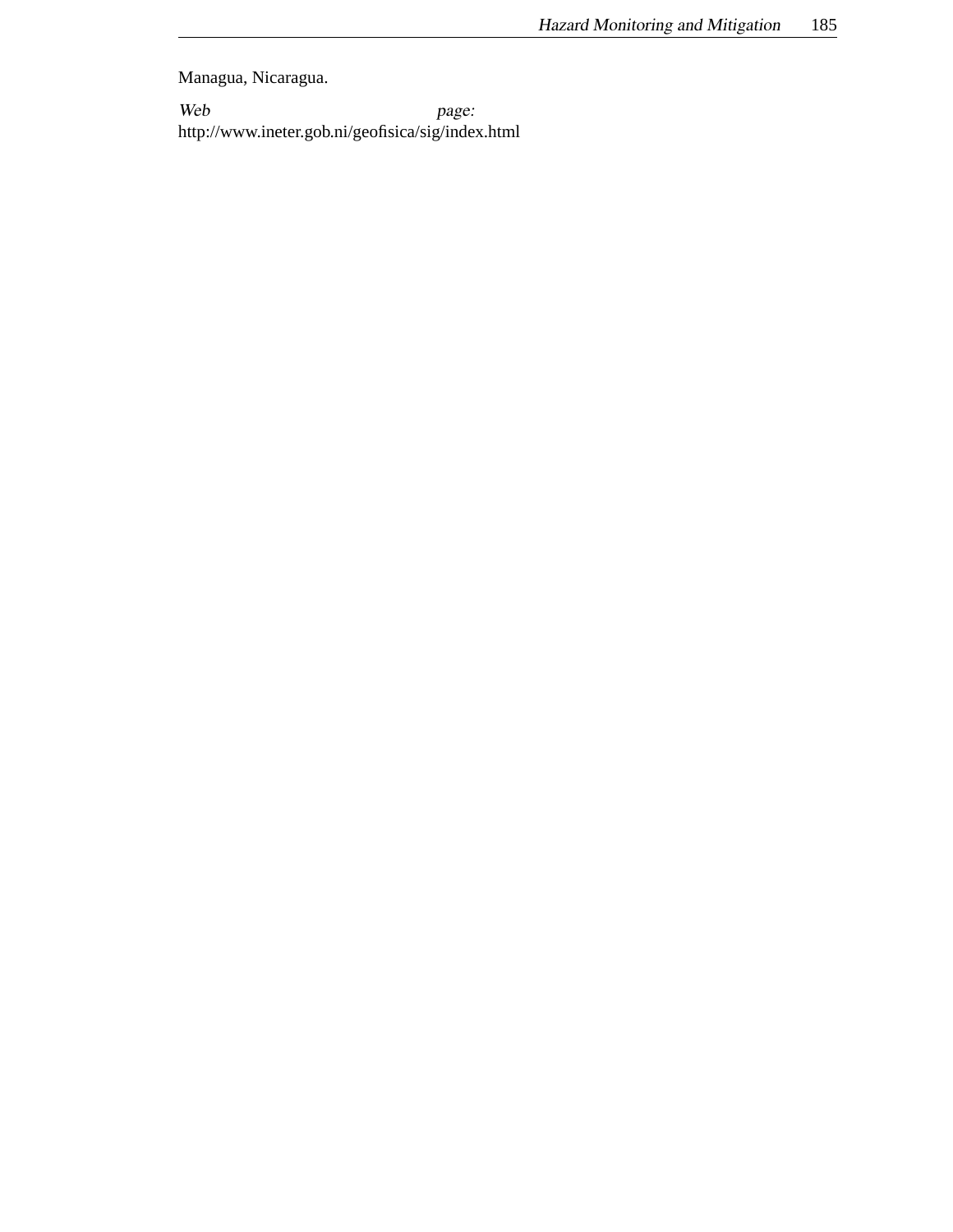Managua, Nicaragua.

*Web page:* http://www.ineter.gob.ni/geofisica/sig/index.html